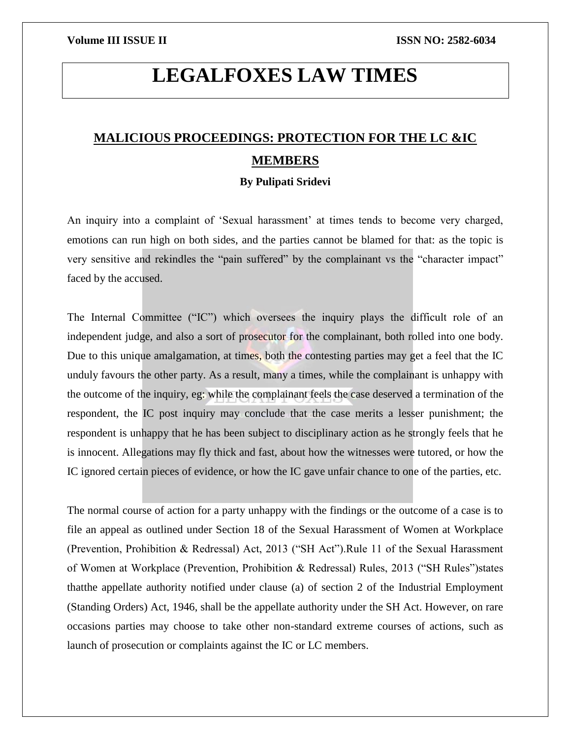# LEGALFOXES LAW TIMES

## MALICIOUS PROCEEDINGS: PROTECTION FOR THE LC &IC MEMBERS

**By Pulipati Sridevi**

An inquiry into a complaint of 'Sexual harassment' at times tends to become very charged, emotions can run high on both sides, and the parties cannot be blamed for that: as the topic is very sensitive and rekindles the "pain suffered" by the complainant vs the "character impact" faced by the accused.

The Internal Committee ("IC") which oversees the inquiry plays the difficult role of an independent judge, and also a sort of prosecutor for the complainant, both rolled into one body. Due to this unique amalgamation, at times, both the contesting parties may get a feel that the IC unduly favours the other party. As a result, many a times, while the complainant is unhappy with the outcome of the inquiry, eg: while the complainant feels the case deserved a termination of the respondent, the IC post inquiry may conclude that the case merits a lesser punishment; the respondent is unhappy that he has been subject to disciplinary action as he strongly feels that he is innocent. Allegations may fly thick and fast, about how the witnesses were tutored, or how the IC ignored certain pieces of evidence, or how the IC gave unfair chance to one of the parties, etc.

The normal course of action for a party unhappy with the findings or the outcome of a case is to file an appeal as outlined under Section 18 of the Sexual Harassment of Women at Workplace (Prevention, Prohibition & Redressal) Act, 2013 ("SH Act").Rule 11 of the Sexual Harassment of Women at Workplace (Prevention, Prohibition & Redressal) Rules, 2013 ("SH Rules")states thatthe appellate authority notified under clause (a) of section 2 of the Industrial Employment (Standing Orders) Act, 1946, shall be the appellate authority under the SH Act. However, on rare occasions parties may choose to take other non-standard extreme courses of actions, such as launch of prosecution or complaints against the IC or LC members.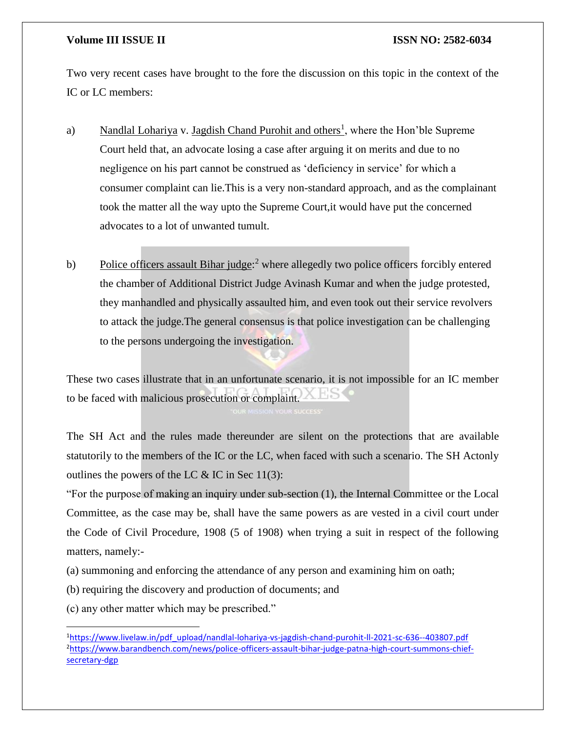Two very recent cases have brought to the fore the discussion on this topic in the context of the IC or LC members:

a) Nandlal Lohariya v. Jagdish Chand Purohit and others[1], where the Hon'ble Supreme Court held that, an advocate losing a case after arguing it on merits and due to no negligence on his part cannot be construed as 'deficiency in service' for which a consumer complaint can lie.This is a very non-standard approach, and as the complainant took the matter all the way upto the Supreme Court,it would have put the concerned advocates to a lot of unwanted tumult.

b) Police officers assault Bihar judge:[2] where allegedly two police officers forcibly entered the chamber of Additional District Judge Avinash Kumar and when the judge protested, they manhandled and physically assaulted him, and even took out their service revolvers to attack the judge.The general consensus is that police investigation can be challenging to the persons undergoing the investigation.

These two cases illustrate that in an unfortunate scenario, it is not impossible for an IC member to be faced with malicious prosecution or complaint.

The SH Act and the rules made thereunder are silent on the protections that are available statutorily to the members of the IC or the LC, when faced with such a scenario. The SH Actonly outlines the powers of the LC & IC in Sec 11(3):

"For the purpose of making an inquiry under sub-section (1), the Internal Committee or the Local Committee, as the case may be, shall have the same powers as are vested in a civil court under the Code of Civil Procedure, 1908 (5 of 1908) when trying a suit in respect of the following matters, namely:-

(a) summoning and enforcing the attendance of any person and examining him on oath;

(b) requiring the discovery and production of documents; and

(c) any other matter which may be prescribed."

---

[1] https://www.livelaw.in/pdf_upload/nandlal-lohariya-vs-jagdish-chand-purohit-ll-2021-sc-636--403807.pdf

[2] https://www.barandbench.com/news/police-officers-assault-bihar-judge-patna-high-court-summons-chief-secretary-dgp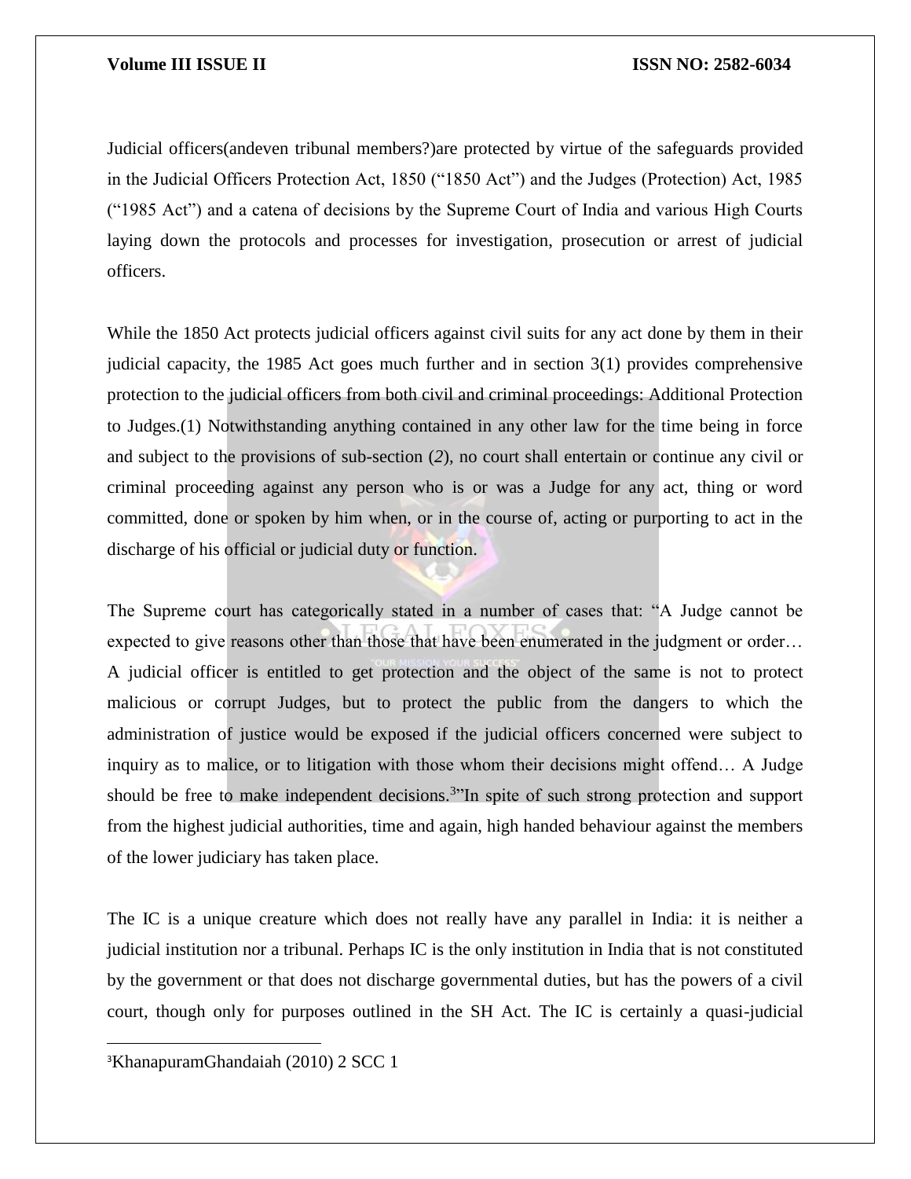Judicial officers(andeven tribunal members?)are protected by virtue of the safeguards provided in the Judicial Officers Protection Act, 1850 ("1850 Act") and the Judges (Protection) Act, 1985 ("1985 Act") and a catena of decisions by the Supreme Court of India and various High Courts laying down the protocols and processes for investigation, prosecution or arrest of judicial officers.

While the 1850 Act protects judicial officers against civil suits for any act done by them in their judicial capacity, the 1985 Act goes much further and in section 3(1) provides comprehensive protection to the judicial officers from both civil and criminal proceedings: Additional Protection to Judges.(1) Notwithstanding anything contained in any other law for the time being in force and subject to the provisions of sub-section (*2*), no court shall entertain or continue any civil or criminal proceeding against any person who is or was a Judge for any act, thing or word committed, done or spoken by him when, or in the course of, acting or purporting to act in the discharge of his official or judicial duty or function.

The Supreme court has categorically stated in a number of cases that: "A Judge cannot be expected to give reasons other than those that have been enumerated in the judgment or order… A judicial officer is entitled to get protection and the object of the same is not to protect malicious or corrupt Judges, but to protect the public from the dangers to which the administration of justice would be exposed if the judicial officers concerned were subject to inquiry as to malice, or to litigation with those whom their decisions might offend… A Judge should be free to make independent decisions.[3]"In spite of such strong protection and support from the highest judicial authorities, time and again, high handed behaviour against the members of the lower judiciary has taken place.

The IC is a unique creature which does not really have any parallel in India: it is neither a judicial institution nor a tribunal. Perhaps IC is the only institution in India that is not constituted by the government or that does not discharge governmental duties, but has the powers of a civil court, though only for purposes outlined in the SH Act. The IC is certainly a quasi-judicial

[3]KhanapuramGhandaiah (2010) 2 SCC 1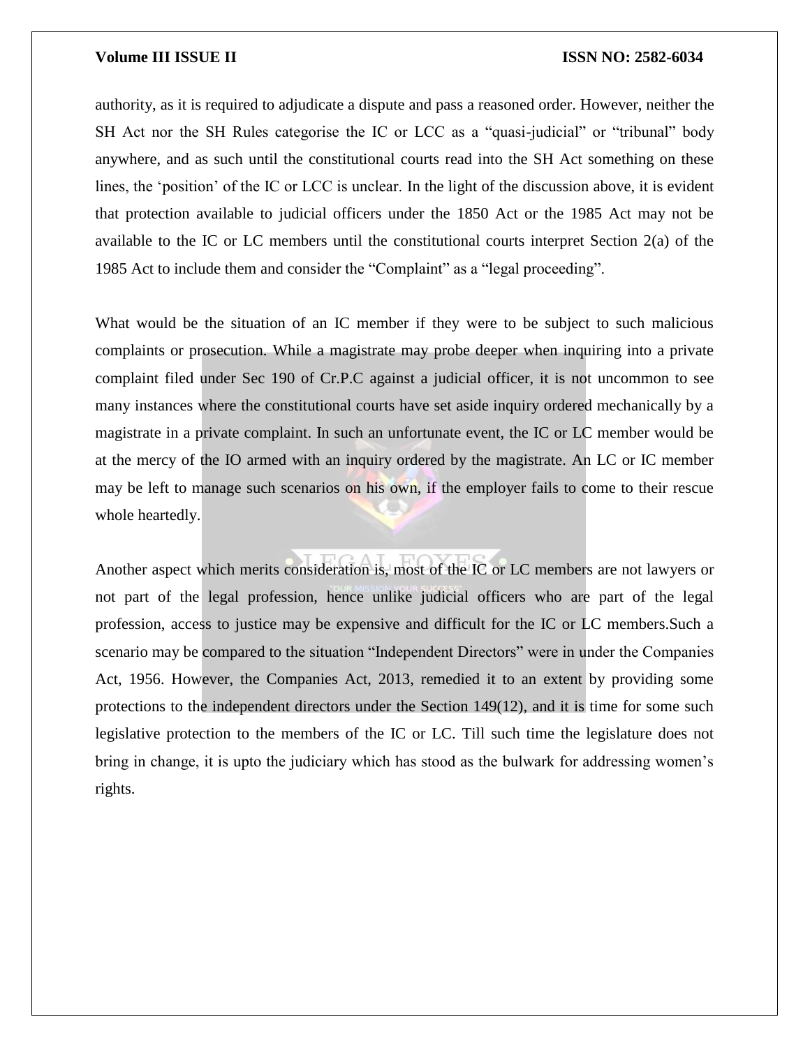authority, as it is required to adjudicate a dispute and pass a reasoned order. However, neither the SH Act nor the SH Rules categorise the IC or LCC as a "quasi-judicial" or "tribunal" body anywhere, and as such until the constitutional courts read into the SH Act something on these lines, the 'position' of the IC or LCC is unclear. In the light of the discussion above, it is evident that protection available to judicial officers under the 1850 Act or the 1985 Act may not be available to the IC or LC members until the constitutional courts interpret Section 2(a) of the 1985 Act to include them and consider the "Complaint" as a "legal proceeding".

What would be the situation of an IC member if they were to be subject to such malicious complaints or prosecution. While a magistrate may probe deeper when inquiring into a private complaint filed under Sec 190 of Cr.P.C against a judicial officer, it is not uncommon to see many instances where the constitutional courts have set aside inquiry ordered mechanically by a magistrate in a private complaint. In such an unfortunate event, the IC or LC member would be at the mercy of the IO armed with an inquiry ordered by the magistrate. An LC or IC member may be left to manage such scenarios on his own, if the employer fails to come to their rescue whole heartedly.

Another aspect which merits consideration is, most of the IC or LC members are not lawyers or not part of the legal profession, hence unlike judicial officers who are part of the legal profession, access to justice may be expensive and difficult for the IC or LC members.Such a scenario may be compared to the situation "Independent Directors" were in under the Companies Act, 1956. However, the Companies Act, 2013, remedied it to an extent by providing some protections to the independent directors under the Section 149(12), and it is time for some such legislative protection to the members of the IC or LC. Till such time the legislature does not bring in change, it is upto the judiciary which has stood as the bulwark for addressing women's rights.